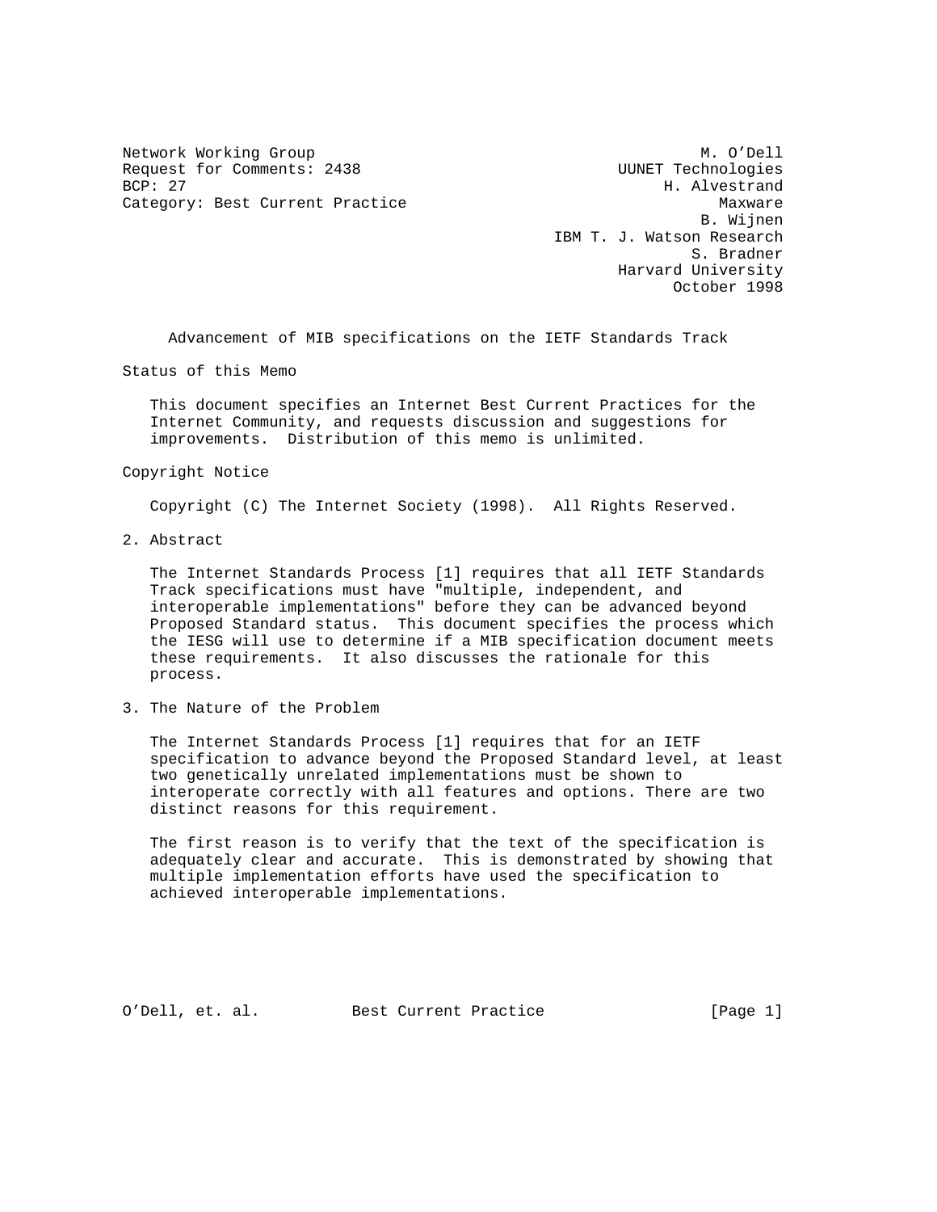Network Working Group M. O'Dell
Request for Comments: 2438 UUNET Technologies
BCP: 27 H. Alvestrand
Category: Best Current Practice Maxware
B. Wijnen
IBM T. J. Watson Research
S. Bradner
Harvard University
October 1998

# Advancement of MIB specifications on the IETF Standards Track

## Status of this Memo

This document specifies an Internet Best Current Practices for the Internet Community, and requests discussion and suggestions for improvements. Distribution of this memo is unlimited.

## Copyright Notice

Copyright (C) The Internet Society (1998). All Rights Reserved.

## 2. Abstract

The Internet Standards Process [1] requires that all IETF Standards Track specifications must have "multiple, independent, and interoperable implementations" before they can be advanced beyond Proposed Standard status. This document specifies the process which the IESG will use to determine if a MIB specification document meets these requirements. It also discusses the rationale for this process.

## 3. The Nature of the Problem

The Internet Standards Process [1] requires that for an IETF specification to advance beyond the Proposed Standard level, at least two genetically unrelated implementations must be shown to interoperate correctly with all features and options. There are two distinct reasons for this requirement.

The first reason is to verify that the text of the specification is adequately clear and accurate. This is demonstrated by showing that multiple implementation efforts have used the specification to achieved interoperable implementations.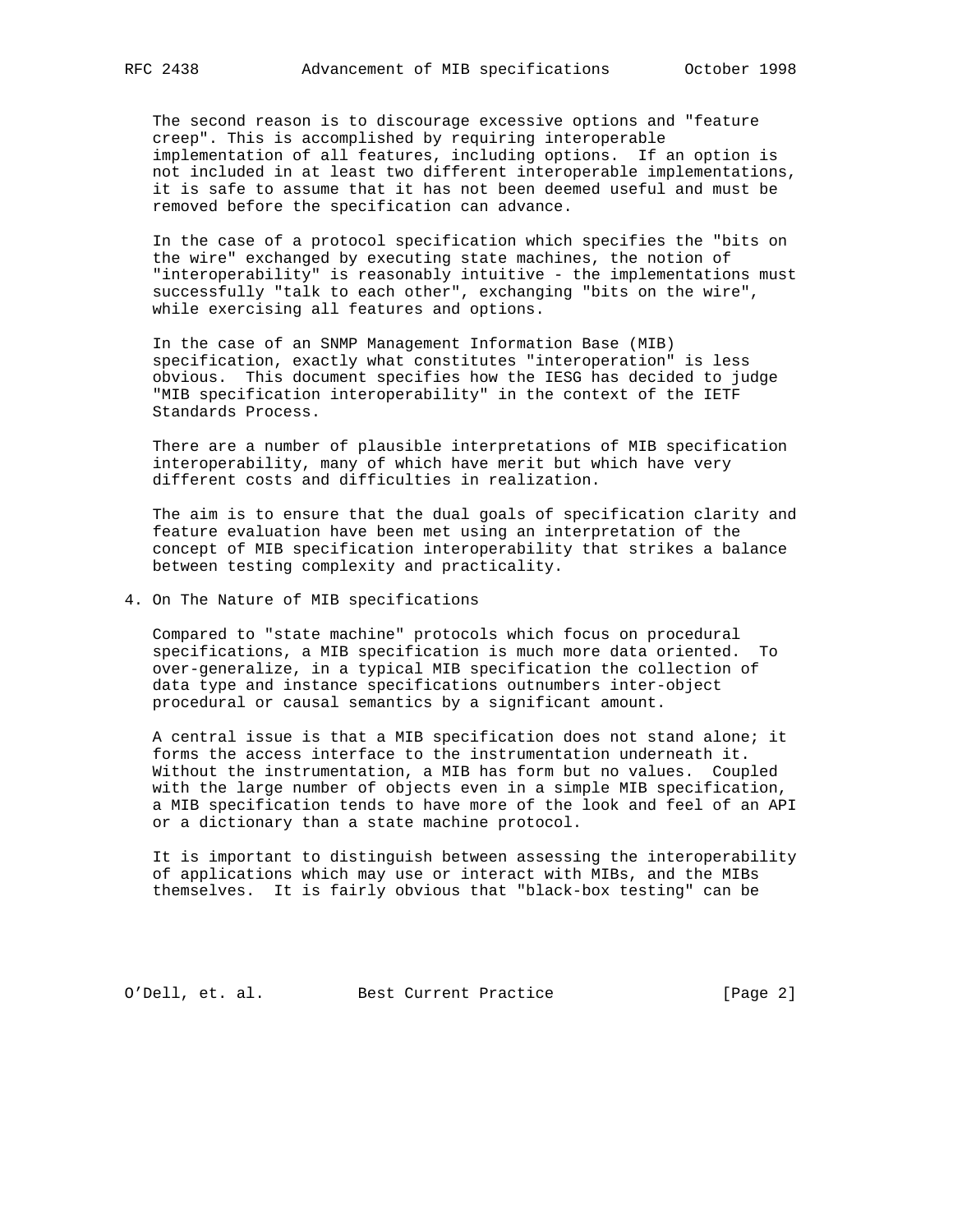The second reason is to discourage excessive options and "feature creep". This is accomplished by requiring interoperable implementation of all features, including options. If an option is not included in at least two different interoperable implementations, it is safe to assume that it has not been deemed useful and must be removed before the specification can advance.

In the case of a protocol specification which specifies the "bits on the wire" exchanged by executing state machines, the notion of "interoperability" is reasonably intuitive - the implementations must successfully "talk to each other", exchanging "bits on the wire", while exercising all features and options.

In the case of an SNMP Management Information Base (MIB) specification, exactly what constitutes "interoperation" is less obvious. This document specifies how the IESG has decided to judge "MIB specification interoperability" in the context of the IETF Standards Process.

There are a number of plausible interpretations of MIB specification interoperability, many of which have merit but which have very different costs and difficulties in realization.

The aim is to ensure that the dual goals of specification clarity and feature evaluation have been met using an interpretation of the concept of MIB specification interoperability that strikes a balance between testing complexity and practicality.

## 4. On The Nature of MIB specifications

Compared to "state machine" protocols which focus on procedural specifications, a MIB specification is much more data oriented. To over-generalize, in a typical MIB specification the collection of data type and instance specifications outnumbers inter-object procedural or causal semantics by a significant amount.

A central issue is that a MIB specification does not stand alone; it forms the access interface to the instrumentation underneath it. Without the instrumentation, a MIB has form but no values. Coupled with the large number of objects even in a simple MIB specification, a MIB specification tends to have more of the look and feel of an API or a dictionary than a state machine protocol.

It is important to distinguish between assessing the interoperability of applications which may use or interact with MIBs, and the MIBs themselves. It is fairly obvious that "black-box testing" can be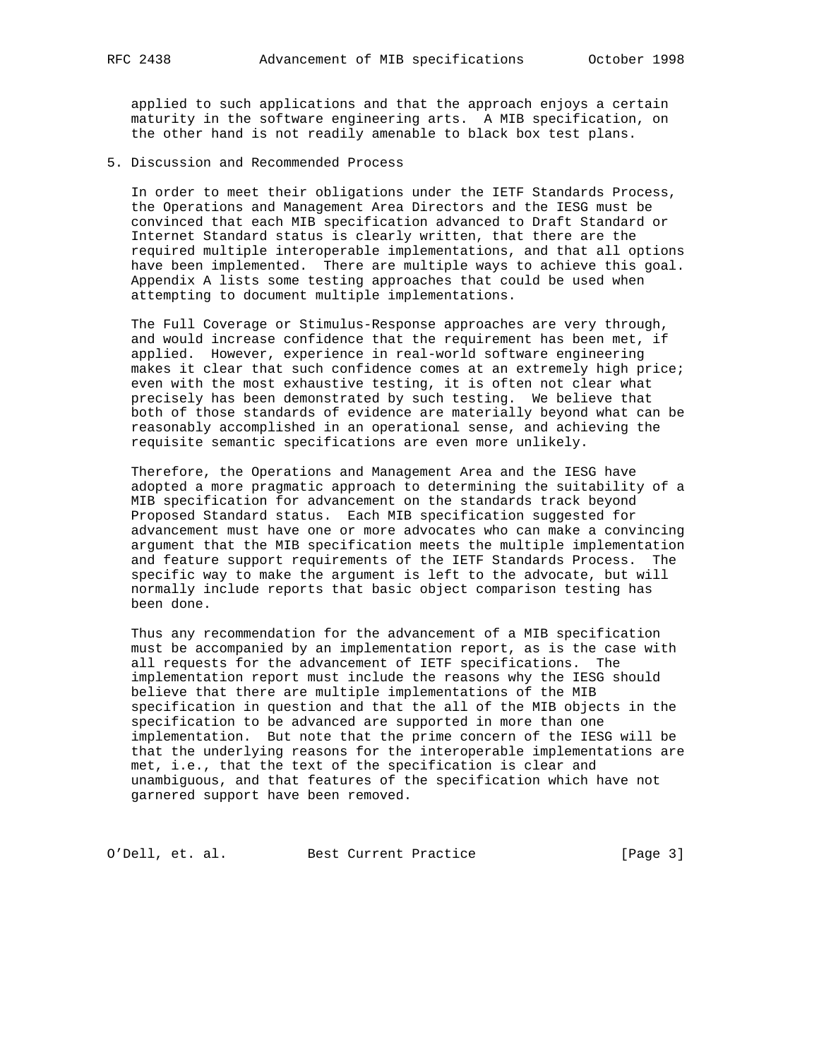applied to such applications and that the approach enjoys a certain maturity in the software engineering arts. A MIB specification, on the other hand is not readily amenable to black box test plans.

## 5. Discussion and Recommended Process

In order to meet their obligations under the IETF Standards Process, the Operations and Management Area Directors and the IESG must be convinced that each MIB specification advanced to Draft Standard or Internet Standard status is clearly written, that there are the required multiple interoperable implementations, and that all options have been implemented. There are multiple ways to achieve this goal. Appendix A lists some testing approaches that could be used when attempting to document multiple implementations.

The Full Coverage or Stimulus-Response approaches are very through, and would increase confidence that the requirement has been met, if applied. However, experience in real-world software engineering makes it clear that such confidence comes at an extremely high price; even with the most exhaustive testing, it is often not clear what precisely has been demonstrated by such testing. We believe that both of those standards of evidence are materially beyond what can be reasonably accomplished in an operational sense, and achieving the requisite semantic specifications are even more unlikely.

Therefore, the Operations and Management Area and the IESG have adopted a more pragmatic approach to determining the suitability of a MIB specification for advancement on the standards track beyond Proposed Standard status. Each MIB specification suggested for advancement must have one or more advocates who can make a convincing argument that the MIB specification meets the multiple implementation and feature support requirements of the IETF Standards Process. The specific way to make the argument is left to the advocate, but will normally include reports that basic object comparison testing has been done.

Thus any recommendation for the advancement of a MIB specification must be accompanied by an implementation report, as is the case with all requests for the advancement of IETF specifications. The implementation report must include the reasons why the IESG should believe that there are multiple implementations of the MIB specification in question and that the all of the MIB objects in the specification to be advanced are supported in more than one implementation. But note that the prime concern of the IESG will be that the underlying reasons for the interoperable implementations are met, i.e., that the text of the specification is clear and unambiguous, and that features of the specification which have not garnered support have been removed.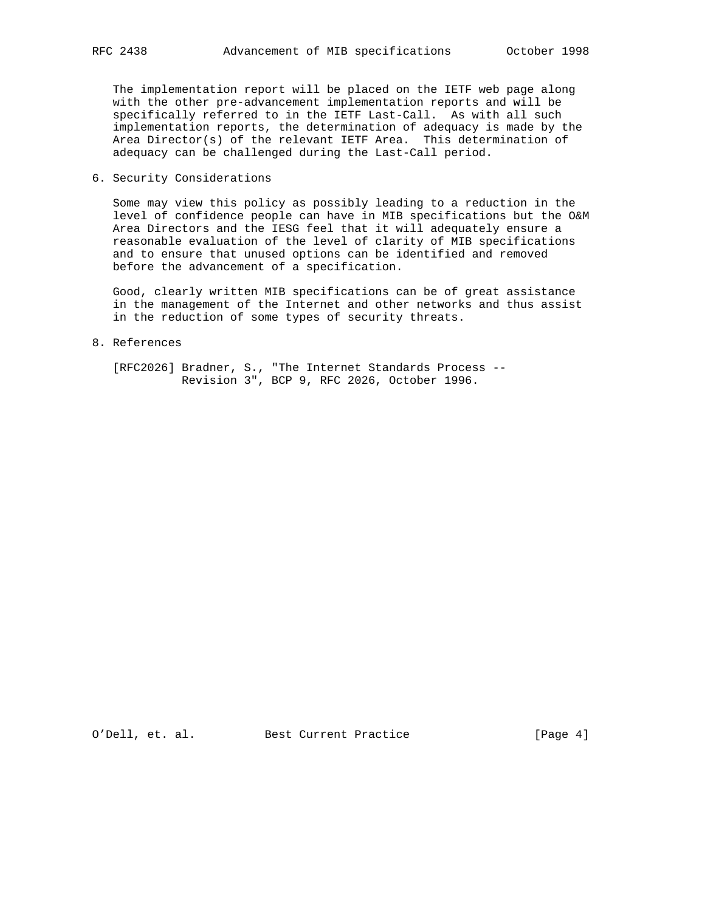The implementation report will be placed on the IETF web page along with the other pre-advancement implementation reports and will be specifically referred to in the IETF Last-Call. As with all such implementation reports, the determination of adequacy is made by the Area Director(s) of the relevant IETF Area. This determination of adequacy can be challenged during the Last-Call period.

## 6. Security Considerations

Some may view this policy as possibly leading to a reduction in the level of confidence people can have in MIB specifications but the O&M Area Directors and the IESG feel that it will adequately ensure a reasonable evaluation of the level of clarity of MIB specifications and to ensure that unused options can be identified and removed before the advancement of a specification.

Good, clearly written MIB specifications can be of great assistance in the management of the Internet and other networks and thus assist in the reduction of some types of security threats.

## 8. References

[RFC2026] Bradner, S., "The Internet Standards Process -- Revision 3", BCP 9, RFC 2026, October 1996.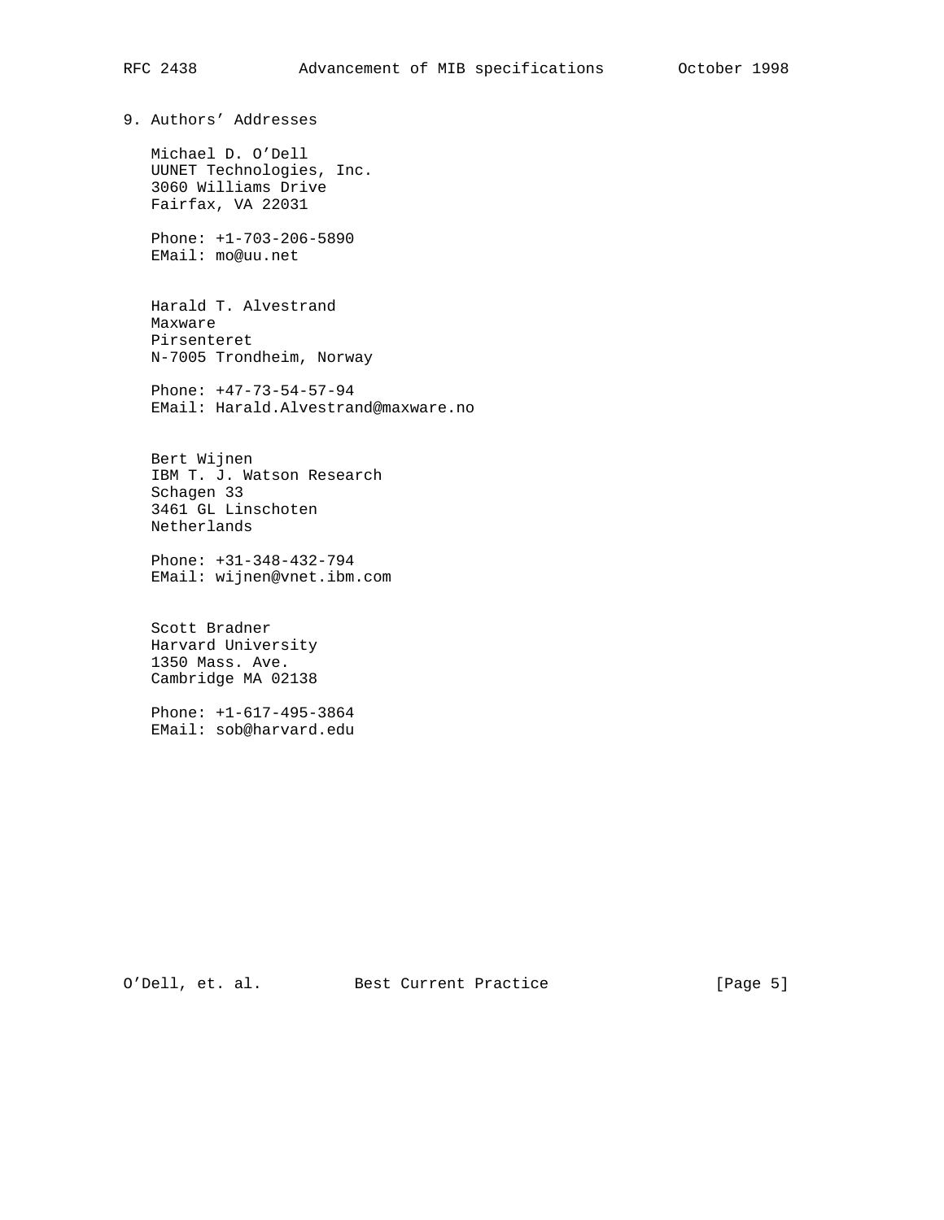## 9. Authors' Addresses

Michael D. O'Dell
UUNET Technologies, Inc.
3060 Williams Drive
Fairfax, VA 22031

Phone: +1-703-206-5890
EMail: mo@uu.net

Harald T. Alvestrand
Maxware
Pirsenteret
N-7005 Trondheim, Norway

Phone: +47-73-54-57-94
EMail: Harald.Alvestrand@maxware.no

Bert Wijnen
IBM T. J. Watson Research
Schagen 33
3461 GL Linschoten
Netherlands

Phone: +31-348-432-794
EMail: wijnen@vnet.ibm.com

Scott Bradner
Harvard University
1350 Mass. Ave.
Cambridge MA 02138

Phone: +1-617-495-3864
EMail: sob@harvard.edu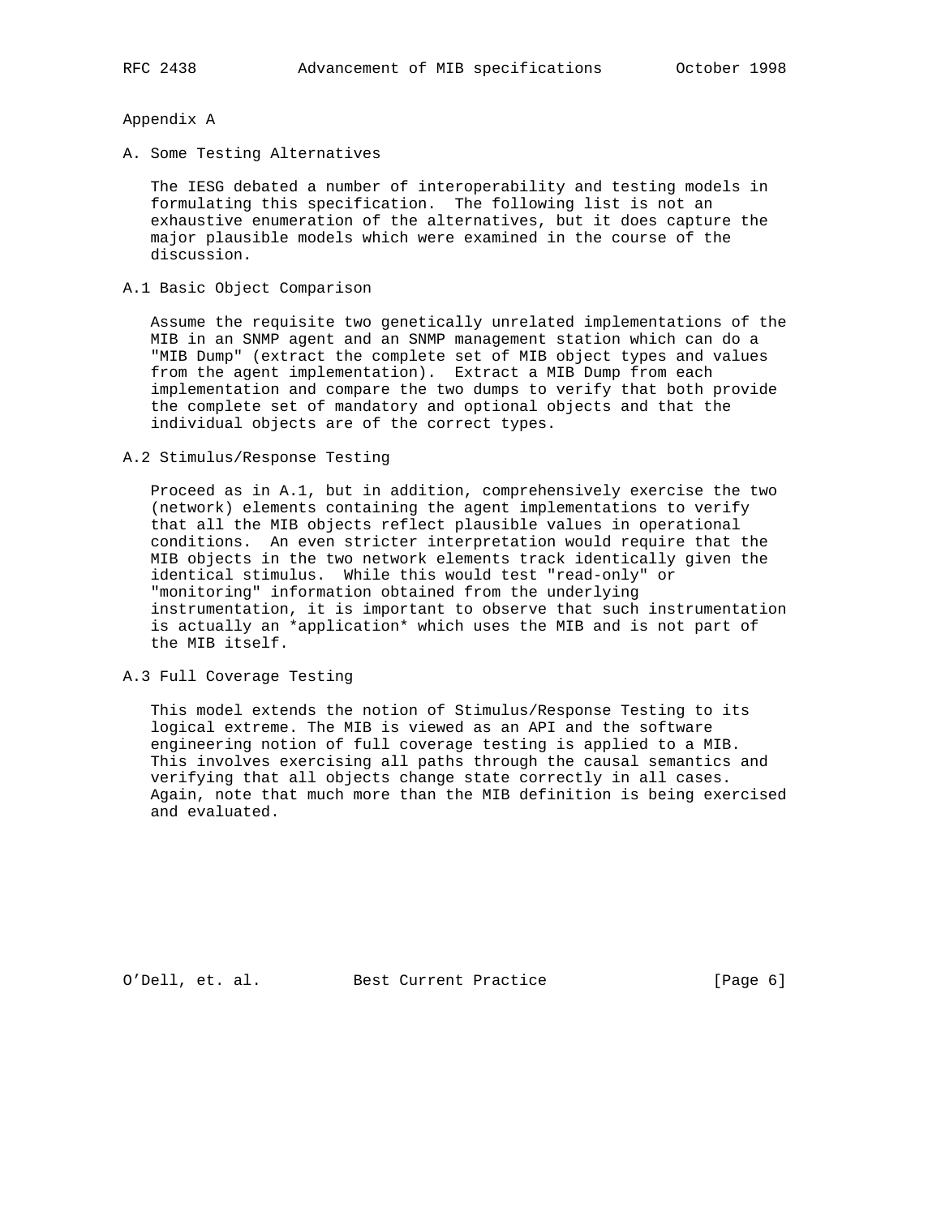# Appendix A

## A. Some Testing Alternatives

The IESG debated a number of interoperability and testing models in formulating this specification. The following list is not an exhaustive enumeration of the alternatives, but it does capture the major plausible models which were examined in the course of the discussion.

### A.1 Basic Object Comparison

Assume the requisite two genetically unrelated implementations of the MIB in an SNMP agent and an SNMP management station which can do a "MIB Dump" (extract the complete set of MIB object types and values from the agent implementation). Extract a MIB Dump from each implementation and compare the two dumps to verify that both provide the complete set of mandatory and optional objects and that the individual objects are of the correct types.

### A.2 Stimulus/Response Testing

Proceed as in A.1, but in addition, comprehensively exercise the two (network) elements containing the agent implementations to verify that all the MIB objects reflect plausible values in operational conditions. An even stricter interpretation would require that the MIB objects in the two network elements track identically given the identical stimulus. While this would test "read-only" or "monitoring" information obtained from the underlying instrumentation, it is important to observe that such instrumentation is actually an *application* which uses the MIB and is not part of the MIB itself.

### A.3 Full Coverage Testing

This model extends the notion of Stimulus/Response Testing to its logical extreme. The MIB is viewed as an API and the software engineering notion of full coverage testing is applied to a MIB. This involves exercising all paths through the causal semantics and verifying that all objects change state correctly in all cases. Again, note that much more than the MIB definition is being exercised and evaluated.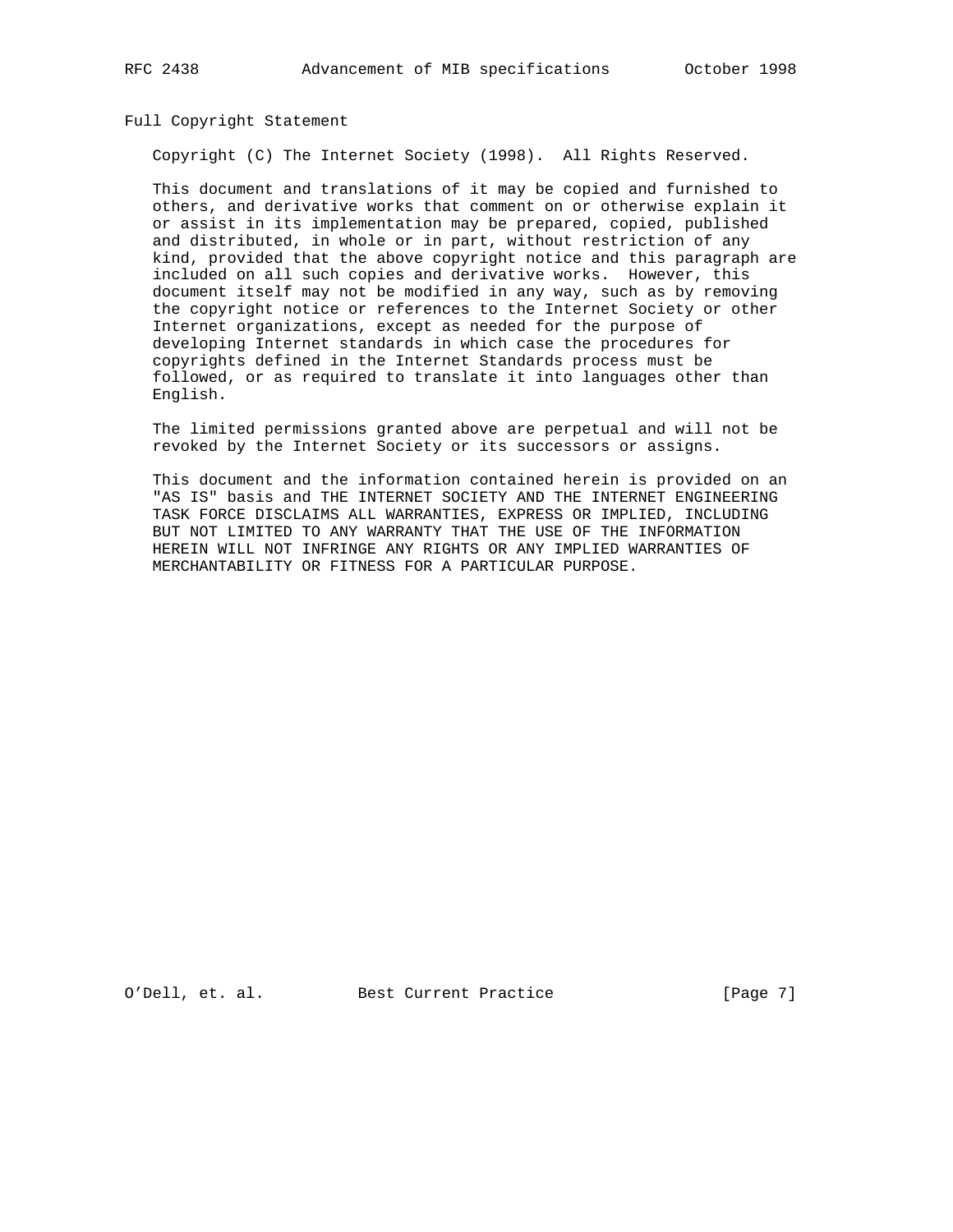## Full Copyright Statement

Copyright (C) The Internet Society (1998). All Rights Reserved.

This document and translations of it may be copied and furnished to others, and derivative works that comment on or otherwise explain it or assist in its implementation may be prepared, copied, published and distributed, in whole or in part, without restriction of any kind, provided that the above copyright notice and this paragraph are included on all such copies and derivative works. However, this document itself may not be modified in any way, such as by removing the copyright notice or references to the Internet Society or other Internet organizations, except as needed for the purpose of developing Internet standards in which case the procedures for copyrights defined in the Internet Standards process must be followed, or as required to translate it into languages other than English.

The limited permissions granted above are perpetual and will not be revoked by the Internet Society or its successors or assigns.

This document and the information contained herein is provided on an "AS IS" basis and THE INTERNET SOCIETY AND THE INTERNET ENGINEERING TASK FORCE DISCLAIMS ALL WARRANTIES, EXPRESS OR IMPLIED, INCLUDING BUT NOT LIMITED TO ANY WARRANTY THAT THE USE OF THE INFORMATION HEREIN WILL NOT INFRINGE ANY RIGHTS OR ANY IMPLIED WARRANTIES OF MERCHANTABILITY OR FITNESS FOR A PARTICULAR PURPOSE.